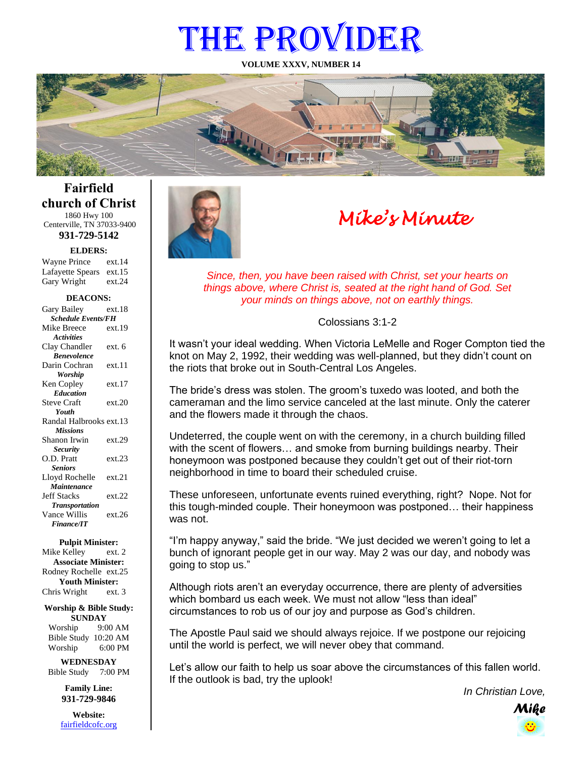# THE PROVIDER

**VOLUME XXXV, NUMBER 14**

## Fairfield church of Christ

1860 Hwy 100
Centerville, TN 37033-9400

**931-729-5142**

**ELDERS:**

Wayne Prince ext.14
Lafayette Spears ext.15
Gary Wright ext.24

**DEACONS:**

Gary Bailey ext.18
*Schedule Events/FH*
Mike Breece ext.19
*Activities*
Clay Chandler ext. 6
*Benevolence*
Darin Cochran ext.11
*Worship*
Ken Copley ext.17
*Education*
Steve Craft ext.20
*Youth*
Randal Halbrooks ext.13
*Missions*
Shanon Irwin ext.29
*Security*
O.D. Pratt ext.23
*Seniors*
Lloyd Rochelle ext.21
*Maintenance*
Jeff Stacks ext.22
*Transportation*
Vance Willis ext.26
*Finance/IT*

**Pulpit Minister:**
Mike Kelley ext. 2
**Associate Minister:**
Rodney Rochelle ext.25
**Youth Minister:**
Chris Wright ext. 3

**Worship & Bible Study:**
**SUNDAY**
Worship 9:00 AM
Bible Study 10:20 AM
Worship 6:00 PM

**WEDNESDAY**
Bible Study 7:00 PM

**Family Line:**
**931-729-9846**

**Website:**
fairfieldcofc.org

## *Mike's Minute*

*Since, then, you have been raised with Christ, set your hearts on things above, where Christ is, seated at the right hand of God. Set your minds on things above, not on earthly things.*

Colossians 3:1-2

It wasn't your ideal wedding. When Victoria LeMelle and Roger Compton tied the knot on May 2, 1992, their wedding was well-planned, but they didn't count on the riots that broke out in South-Central Los Angeles.

The bride's dress was stolen. The groom's tuxedo was looted, and both the cameraman and the limo service canceled at the last minute. Only the caterer and the flowers made it through the chaos.

Undeterred, the couple went on with the ceremony, in a church building filled with the scent of flowers… and smoke from burning buildings nearby. Their honeymoon was postponed because they couldn't get out of their riot-torn neighborhood in time to board their scheduled cruise.

These unforeseen, unfortunate events ruined everything, right? Nope. Not for this tough-minded couple. Their honeymoon was postponed… their happiness was not.

"I'm happy anyway," said the bride. "We just decided we weren't going to let a bunch of ignorant people get in our way. May 2 was our day, and nobody was going to stop us."

Although riots aren't an everyday occurrence, there are plenty of adversities which bombard us each week. We must not allow "less than ideal" circumstances to rob us of our joy and purpose as God's children.

The Apostle Paul said we should always rejoice. If we postpone our rejoicing until the world is perfect, we will never obey that command.

Let's allow our faith to help us soar above the circumstances of this fallen world. If the outlook is bad, try the uplook!

*In Christian Love,*

***Mike***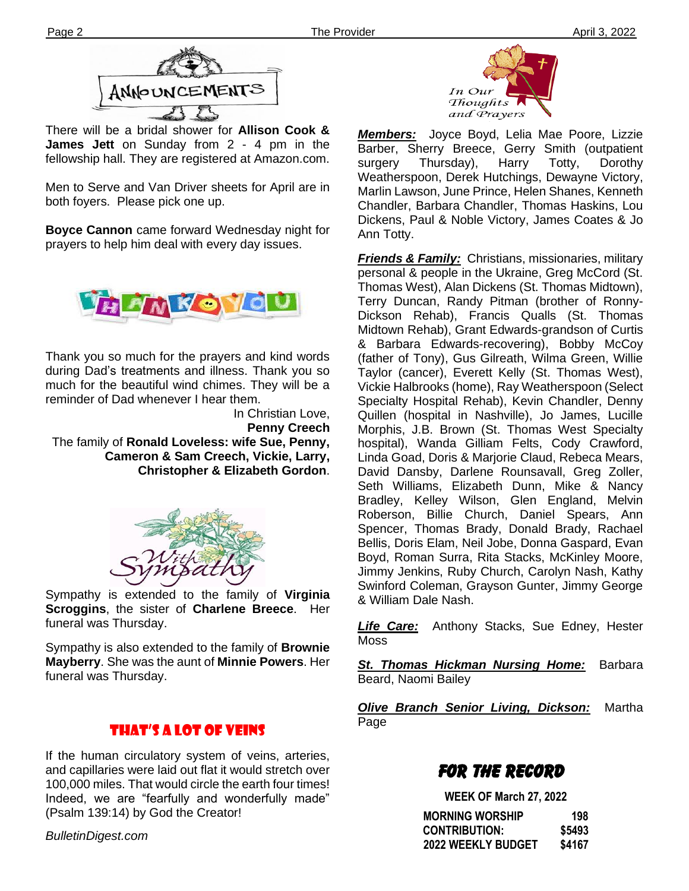# ANNOUNCEMENTS

There will be a bridal shower for **Allison Cook & James Jett** on Sunday from 2 - 4 pm in the fellowship hall. They are registered at Amazon.com.

Men to Serve and Van Driver sheets for April are in both foyers. Please pick one up.

**Boyce Cannon** came forward Wednesday night for prayers to help him deal with every day issues.

## THANK YOU

Thank you so much for the prayers and kind words during Dad's treatments and illness. Thank you so much for the beautiful wind chimes. They will be a reminder of Dad whenever I hear them.

In Christian Love,
**Penny Creech**
The family of **Ronald Loveless: wife Sue, Penny, Cameron & Sam Creech, Vickie, Larry, Christopher & Elizabeth Gordon**.

## With Sympathy

Sympathy is extended to the family of **Virginia Scroggins**, the sister of **Charlene Breece**. Her funeral was Thursday.

Sympathy is also extended to the family of **Brownie Mayberry**. She was the aunt of **Minnie Powers**. Her funeral was Thursday.

## THAT'S A LOT OF VEINS

If the human circulatory system of veins, arteries, and capillaries were laid out flat it would stretch over 100,000 miles. That would circle the earth four times! Indeed, we are "fearfully and wonderfully made" (Psalm 139:14) by God the Creator!

*BulletinDigest.com*

## In Our Thoughts and Prayers

***Members:*** Joyce Boyd, Lelia Mae Poore, Lizzie Barber, Sherry Breece, Gerry Smith (outpatient surgery Thursday), Harry Totty, Dorothy Weatherspoon, Derek Hutchings, Dewayne Victory, Marlin Lawson, June Prince, Helen Shanes, Kenneth Chandler, Barbara Chandler, Thomas Haskins, Lou Dickens, Paul & Noble Victory, James Coates & Jo Ann Totty.

***Friends & Family:*** Christians, missionaries, military personal & people in the Ukraine, Greg McCord (St. Thomas West), Alan Dickens (St. Thomas Midtown), Terry Duncan, Randy Pitman (brother of Ronny-Dickson Rehab), Francis Qualls (St. Thomas Midtown Rehab), Grant Edwards-grandson of Curtis & Barbara Edwards-recovering), Bobby McCoy (father of Tony), Gus Gilreath, Wilma Green, Willie Taylor (cancer), Everett Kelly (St. Thomas West), Vickie Halbrooks (home), Ray Weatherspoon (Select Specialty Hospital Rehab), Kevin Chandler, Denny Quillen (hospital in Nashville), Jo James, Lucille Morphis, J.B. Brown (St. Thomas West Specialty hospital), Wanda Gilliam Felts, Cody Crawford, Linda Goad, Doris & Marjorie Claud, Rebeca Mears, David Dansby, Darlene Rounsavall, Greg Zoller, Seth Williams, Elizabeth Dunn, Mike & Nancy Bradley, Kelley Wilson, Glen England, Melvin Roberson, Billie Church, Daniel Spears, Ann Spencer, Thomas Brady, Donald Brady, Rachael Bellis, Doris Elam, Neil Jobe, Donna Gaspard, Evan Boyd, Roman Surra, Rita Stacks, McKinley Moore, Jimmy Jenkins, Ruby Church, Carolyn Nash, Kathy Swinford Coleman, Grayson Gunter, Jimmy George & William Dale Nash.

***Life Care:*** Anthony Stacks, Sue Edney, Hester Moss

***St. Thomas Hickman Nursing Home:*** Barbara Beard, Naomi Bailey

***Olive Branch Senior Living, Dickson:*** Martha Page

## FOR THE RECORD

**WEEK OF March 27, 2022**

| | |
|---|---|
| **MORNING WORSHIP** | **198** |
| **CONTRIBUTION:** | **$5493** |
| **2022 WEEKLY BUDGET** | **$4167** |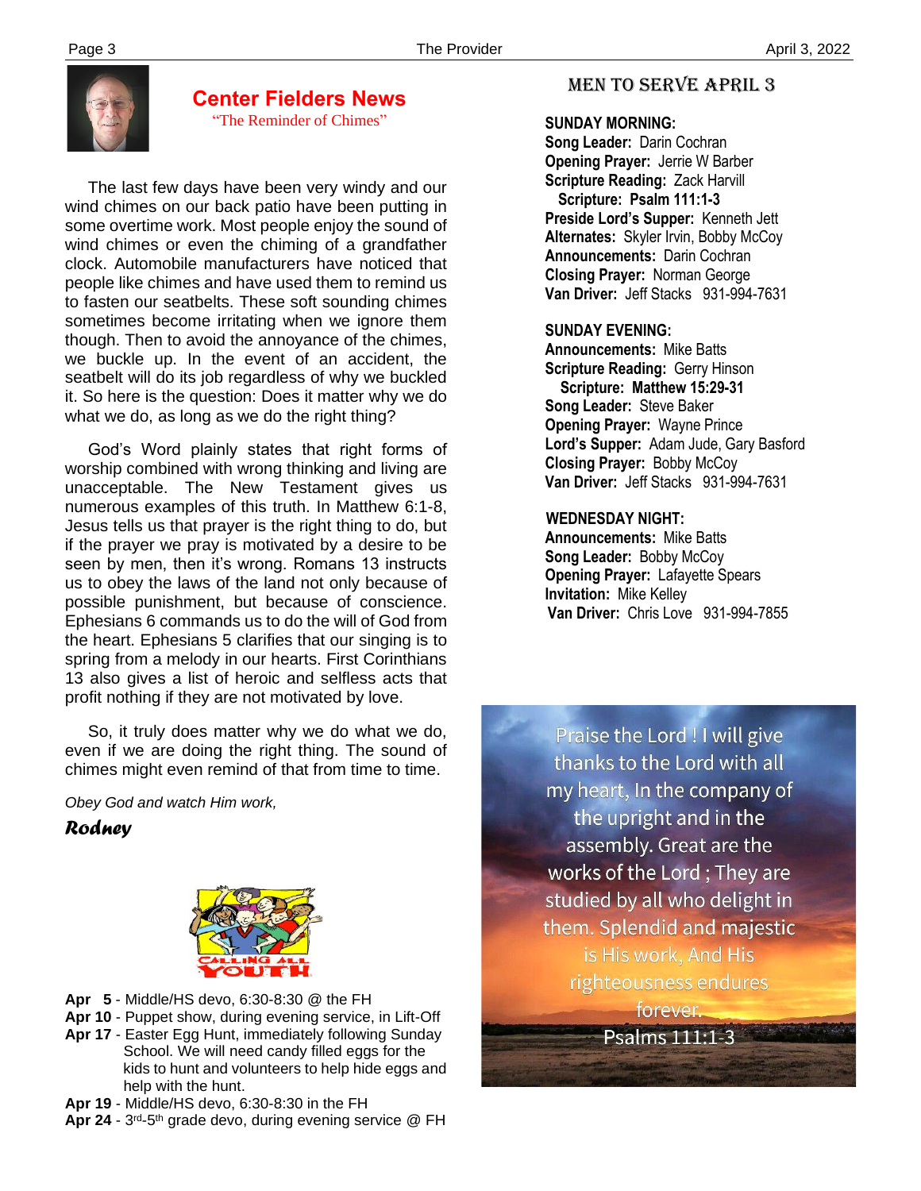## Center Fielders News

"The Reminder of Chimes"

The last few days have been very windy and our wind chimes on our back patio have been putting in some overtime work. Most people enjoy the sound of wind chimes or even the chiming of a grandfather clock. Automobile manufacturers have noticed that people like chimes and have used them to remind us to fasten our seatbelts. These soft sounding chimes sometimes become irritating when we ignore them though. Then to avoid the annoyance of the chimes, we buckle up. In the event of an accident, the seatbelt will do its job regardless of why we buckled it. So here is the question: Does it matter why we do what we do, as long as we do the right thing?

God's Word plainly states that right forms of worship combined with wrong thinking and living are unacceptable. The New Testament gives us numerous examples of this truth. In Matthew 6:1-8, Jesus tells us that prayer is the right thing to do, but if the prayer we pray is motivated by a desire to be seen by men, then it's wrong. Romans 13 instructs us to obey the laws of the land not only because of possible punishment, but because of conscience. Ephesians 6 commands us to do the will of God from the heart. Ephesians 5 clarifies that our singing is to spring from a melody in our hearts. First Corinthians 13 also gives a list of heroic and selfless acts that profit nothing if they are not motivated by love.

So, it truly does matter why we do what we do, even if we are doing the right thing. The sound of chimes might even remind of that from time to time.

*Obey God and watch Him work,*

***Rodney***

CALLING ALL YOUTH

- **Apr 5** - Middle/HS devo, 6:30-8:30 @ the FH
- **Apr 10** - Puppet show, during evening service, in Lift-Off
- **Apr 17** - Easter Egg Hunt, immediately following Sunday School. We will need candy filled eggs for the kids to hunt and volunteers to help hide eggs and help with the hunt.
- **Apr 19** - Middle/HS devo, 6:30-8:30 in the FH
- **Apr 24** - 3rd-5th grade devo, during evening service @ FH

## MEN TO SERVE APRIL 3

**SUNDAY MORNING:**
**Song Leader:** Darin Cochran
**Opening Prayer:** Jerrie W Barber
**Scripture Reading:** Zack Harvill
**Scripture: Psalm 111:1-3**
**Preside Lord's Supper:** Kenneth Jett
**Alternates:** Skyler Irvin, Bobby McCoy
**Announcements:** Darin Cochran
**Closing Prayer:** Norman George
**Van Driver:** Jeff Stacks 931-994-7631

**SUNDAY EVENING:**
**Announcements:** Mike Batts
**Scripture Reading:** Gerry Hinson
**Scripture: Matthew 15:29-31**
**Song Leader:** Steve Baker
**Opening Prayer:** Wayne Prince
**Lord's Supper:** Adam Jude, Gary Basford
**Closing Prayer:** Bobby McCoy
**Van Driver:** Jeff Stacks 931-994-7631

**WEDNESDAY NIGHT:**
**Announcements:** Mike Batts
**Song Leader:** Bobby McCoy
**Opening Prayer:** Lafayette Spears
**Invitation:** Mike Kelley
**Van Driver:** Chris Love 931-994-7855

Praise the Lord ! I will give thanks to the Lord with all my heart, In the company of the upright and in the assembly. Great are the works of the Lord ; They are studied by all who delight in them. Splendid and majestic is His work, And His righteousness endures forever.
Psalms 111:1-3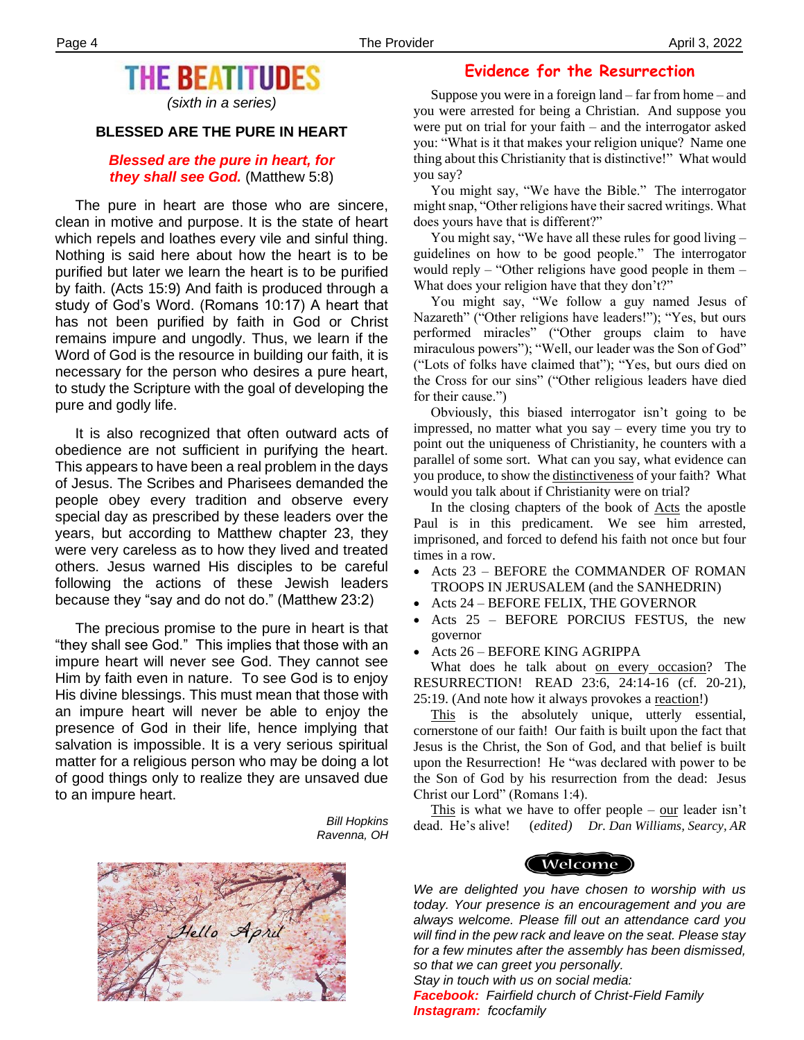# THE BEATITUDES

*(sixth in a series)*

### BLESSED ARE THE PURE IN HEART

***Blessed are the pure in heart, for they shall see God.*** (Matthew 5:8)

The pure in heart are those who are sincere, clean in motive and purpose. It is the state of heart which repels and loathes every vile and sinful thing. Nothing is said here about how the heart is to be purified but later we learn the heart is to be purified by faith. (Acts 15:9) And faith is produced through a study of God's Word. (Romans 10:17) A heart that has not been purified by faith in God or Christ remains impure and ungodly. Thus, we learn if the Word of God is the resource in building our faith, it is necessary for the person who desires a pure heart, to study the Scripture with the goal of developing the pure and godly life.

It is also recognized that often outward acts of obedience are not sufficient in purifying the heart. This appears to have been a real problem in the days of Jesus. The Scribes and Pharisees demanded the people obey every tradition and observe every special day as prescribed by these leaders over the years, but according to Matthew chapter 23, they were very careless as to how they lived and treated others. Jesus warned His disciples to be careful following the actions of these Jewish leaders because they "say and do not do." (Matthew 23:2)

The precious promise to the pure in heart is that "they shall see God." This implies that those with an impure heart will never see God. They cannot see Him by faith even in nature. To see God is to enjoy His divine blessings. This must mean that those with an impure heart will never be able to enjoy the presence of God in their life, hence implying that salvation is impossible. It is a very serious spiritual matter for a religious person who may be doing a lot of good things only to realize they are unsaved due to an impure heart.

*Bill Hopkins*
*Ravenna, OH*

Hello April

## Evidence for the Resurrection

Suppose you were in a foreign land – far from home – and you were arrested for being a Christian. And suppose you were put on trial for your faith – and the interrogator asked you: "What is it that makes your religion unique? Name one thing about this Christianity that is distinctive!" What would you say?

You might say, "We have the Bible." The interrogator might snap, "Other religions have their sacred writings. What does yours have that is different?"

You might say, "We have all these rules for good living – guidelines on how to be good people." The interrogator would reply – "Other religions have good people in them – What does your religion have that they don't?"

You might say, "We follow a guy named Jesus of Nazareth" ("Other religions have leaders!"); "Yes, but ours performed miracles" ("Other groups claim to have miraculous powers"); "Well, our leader was the Son of God" ("Lots of folks have claimed that"); "Yes, but ours died on the Cross for our sins" ("Other religious leaders have died for their cause.")

Obviously, this biased interrogator isn't going to be impressed, no matter what you say – every time you try to point out the uniqueness of Christianity, he counters with a parallel of some sort. What can you say, what evidence can you produce, to show the distinctiveness of your faith? What would you talk about if Christianity were on trial?

In the closing chapters of the book of Acts the apostle Paul is in this predicament. We see him arrested, imprisoned, and forced to defend his faith not once but four times in a row.

- Acts 23 – BEFORE the COMMANDER OF ROMAN TROOPS IN JERUSALEM (and the SANHEDRIN)
- Acts 24 – BEFORE FELIX, THE GOVERNOR
- Acts 25 – BEFORE PORCIUS FESTUS, the new governor
- Acts 26 – BEFORE KING AGRIPPA

What does he talk about on every occasion? The RESURRECTION! READ 23:6, 24:14-16 (cf. 20-21), 25:19. (And note how it always provokes a reaction!)

This is the absolutely unique, utterly essential, cornerstone of our faith! Our faith is built upon the fact that Jesus is the Christ, the Son of God, and that belief is built upon the Resurrection! He "was declared with power to be the Son of God by his resurrection from the dead: Jesus Christ our Lord" (Romans 1:4).

This is what we have to offer people – our leader isn't dead. He's alive! *(edited) Dr. Dan Williams, Searcy, AR*

## Welcome

*We are delighted you have chosen to worship with us today. Your presence is an encouragement and you are always welcome. Please fill out an attendance card you will find in the pew rack and leave on the seat. Please stay for a few minutes after the assembly has been dismissed, so that we can greet you personally.*

*Stay in touch with us on social media:*

***Facebook:*** *Fairfield church of Christ-Field Family*

***Instagram:*** *fcocfamily*